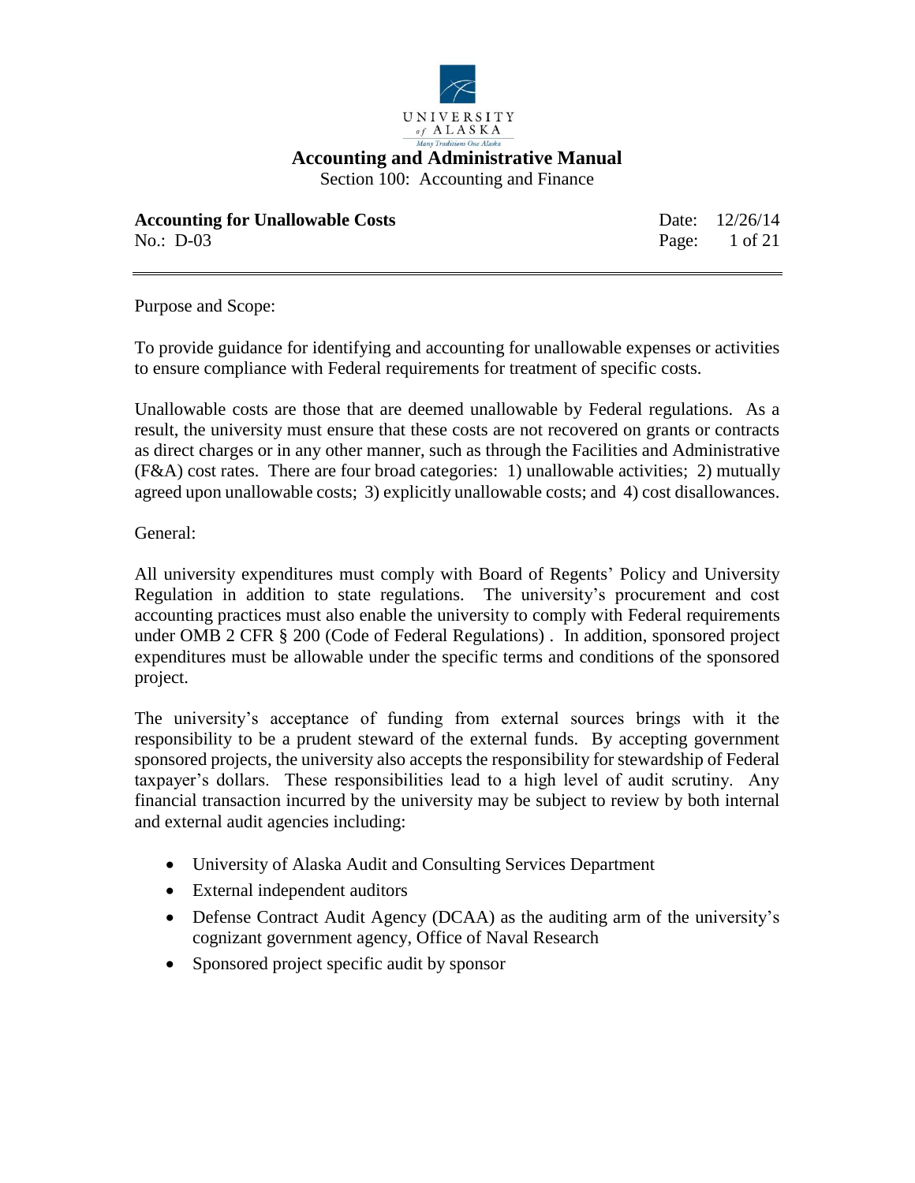# Accounting and Administrative Manual

Section 100: Accounting and Finance

**Accounting for Unallowable Costs**
No.: D-03

Date: 12/26/14

Purpose and Scope:

To provide guidance for identifying and accounting for unallowable expenses or activities to ensure compliance with Federal requirements for treatment of specific costs.

Unallowable costs are those that are deemed unallowable by Federal regulations. As a result, the university must ensure that these costs are not recovered on grants or contracts as direct charges or in any other manner, such as through the Facilities and Administrative (F&A) cost rates. There are four broad categories: 1) unallowable activities; 2) mutually agreed upon unallowable costs; 3) explicitly unallowable costs; and 4) cost disallowances.

General:

All university expenditures must comply with Board of Regents' Policy and University Regulation in addition to state regulations. The university's procurement and cost accounting practices must also enable the university to comply with Federal requirements under OMB 2 CFR § 200 (Code of Federal Regulations) . In addition, sponsored project expenditures must be allowable under the specific terms and conditions of the sponsored project.

The university's acceptance of funding from external sources brings with it the responsibility to be a prudent steward of the external funds. By accepting government sponsored projects, the university also accepts the responsibility for stewardship of Federal taxpayer's dollars. These responsibilities lead to a high level of audit scrutiny. Any financial transaction incurred by the university may be subject to review by both internal and external audit agencies including:

- University of Alaska Audit and Consulting Services Department
- External independent auditors
- Defense Contract Audit Agency (DCAA) as the auditing arm of the university's cognizant government agency, Office of Naval Research
- Sponsored project specific audit by sponsor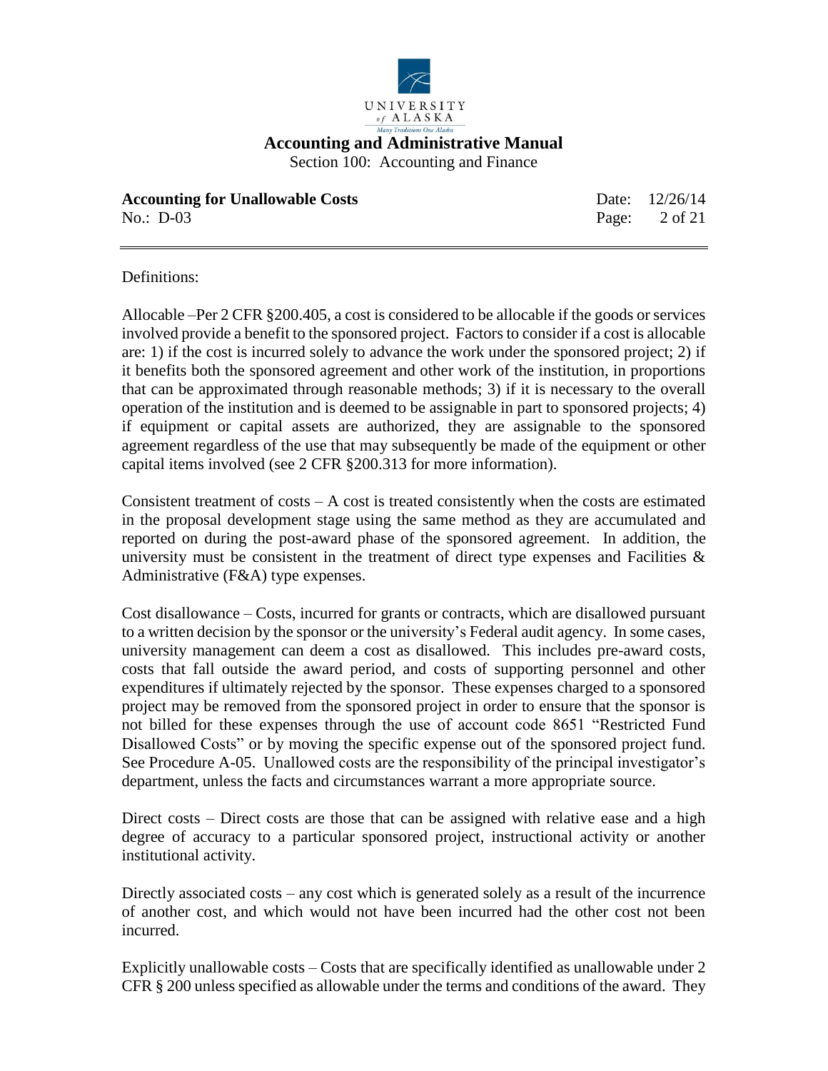Definitions:

Allocable –Per 2 CFR §200.405, a cost is considered to be allocable if the goods or services involved provide a benefit to the sponsored project. Factors to consider if a cost is allocable are: 1) if the cost is incurred solely to advance the work under the sponsored project; 2) if it benefits both the sponsored agreement and other work of the institution, in proportions that can be approximated through reasonable methods; 3) if it is necessary to the overall operation of the institution and is deemed to be assignable in part to sponsored projects; 4) if equipment or capital assets are authorized, they are assignable to the sponsored agreement regardless of the use that may subsequently be made of the equipment or other capital items involved (see 2 CFR §200.313 for more information).

Consistent treatment of costs – A cost is treated consistently when the costs are estimated in the proposal development stage using the same method as they are accumulated and reported on during the post-award phase of the sponsored agreement. In addition, the university must be consistent in the treatment of direct type expenses and Facilities & Administrative (F&A) type expenses.

Cost disallowance – Costs, incurred for grants or contracts, which are disallowed pursuant to a written decision by the sponsor or the university's Federal audit agency. In some cases, university management can deem a cost as disallowed. This includes pre-award costs, costs that fall outside the award period, and costs of supporting personnel and other expenditures if ultimately rejected by the sponsor. These expenses charged to a sponsored project may be removed from the sponsored project in order to ensure that the sponsor is not billed for these expenses through the use of account code 8651 "Restricted Fund Disallowed Costs" or by moving the specific expense out of the sponsored project fund. See Procedure A-05. Unallowed costs are the responsibility of the principal investigator's department, unless the facts and circumstances warrant a more appropriate source.

Direct costs – Direct costs are those that can be assigned with relative ease and a high degree of accuracy to a particular sponsored project, instructional activity or another institutional activity.

Directly associated costs – any cost which is generated solely as a result of the incurrence of another cost, and which would not have been incurred had the other cost not been incurred.

Explicitly unallowable costs – Costs that are specifically identified as unallowable under 2 CFR § 200 unless specified as allowable under the terms and conditions of the award. They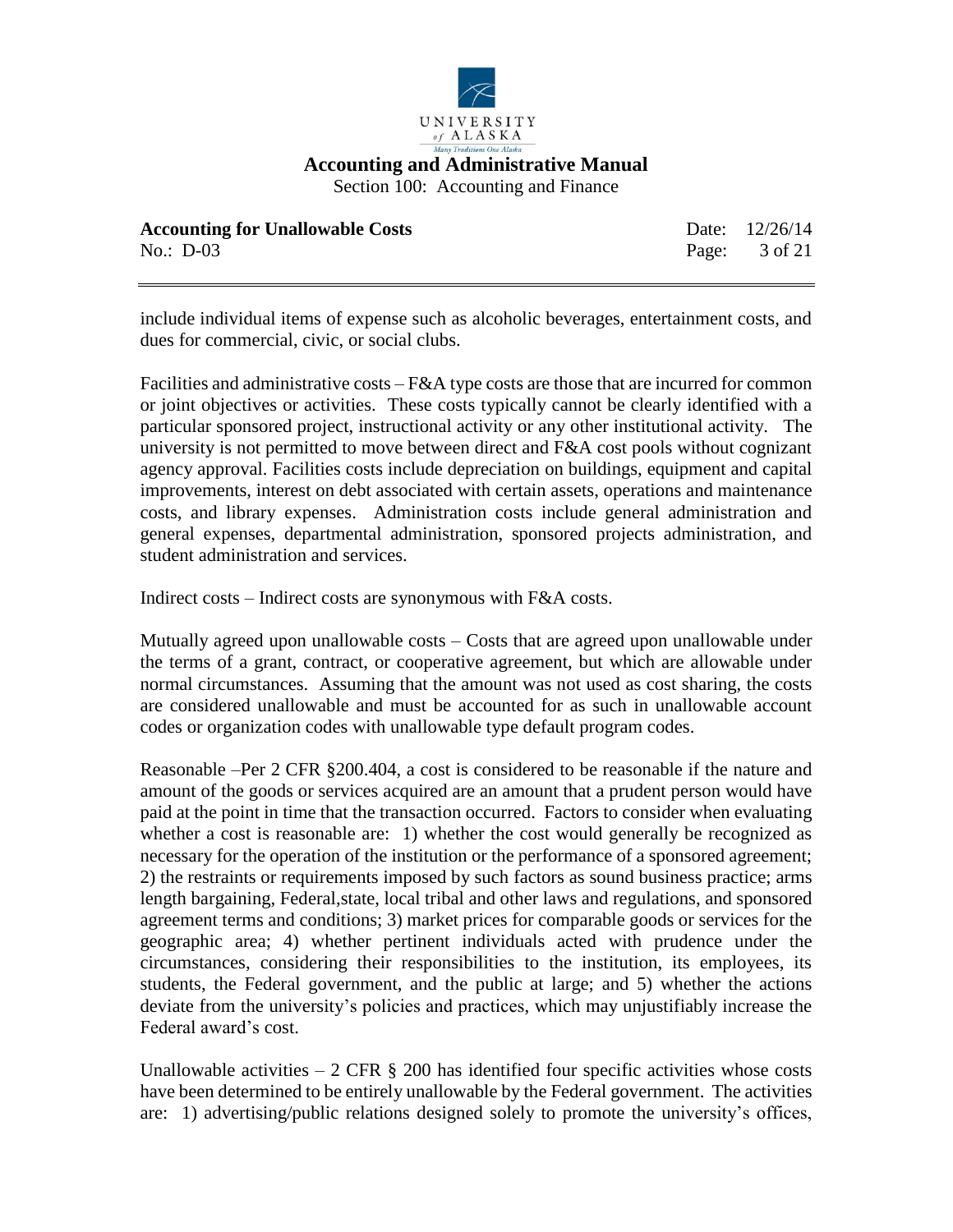include individual items of expense such as alcoholic beverages, entertainment costs, and dues for commercial, civic, or social clubs.

Facilities and administrative costs – F&A type costs are those that are incurred for common or joint objectives or activities. These costs typically cannot be clearly identified with a particular sponsored project, instructional activity or any other institutional activity. The university is not permitted to move between direct and F&A cost pools without cognizant agency approval. Facilities costs include depreciation on buildings, equipment and capital improvements, interest on debt associated with certain assets, operations and maintenance costs, and library expenses. Administration costs include general administration and general expenses, departmental administration, sponsored projects administration, and student administration and services.

Indirect costs – Indirect costs are synonymous with F&A costs.

Mutually agreed upon unallowable costs – Costs that are agreed upon unallowable under the terms of a grant, contract, or cooperative agreement, but which are allowable under normal circumstances. Assuming that the amount was not used as cost sharing, the costs are considered unallowable and must be accounted for as such in unallowable account codes or organization codes with unallowable type default program codes.

Reasonable –Per 2 CFR §200.404, a cost is considered to be reasonable if the nature and amount of the goods or services acquired are an amount that a prudent person would have paid at the point in time that the transaction occurred. Factors to consider when evaluating whether a cost is reasonable are: 1) whether the cost would generally be recognized as necessary for the operation of the institution or the performance of a sponsored agreement; 2) the restraints or requirements imposed by such factors as sound business practice; arms length bargaining, Federal,state, local tribal and other laws and regulations, and sponsored agreement terms and conditions; 3) market prices for comparable goods or services for the geographic area; 4) whether pertinent individuals acted with prudence under the circumstances, considering their responsibilities to the institution, its employees, its students, the Federal government, and the public at large; and 5) whether the actions deviate from the university's policies and practices, which may unjustifiably increase the Federal award's cost.

Unallowable activities – 2 CFR § 200 has identified four specific activities whose costs have been determined to be entirely unallowable by the Federal government. The activities are: 1) advertising/public relations designed solely to promote the university's offices,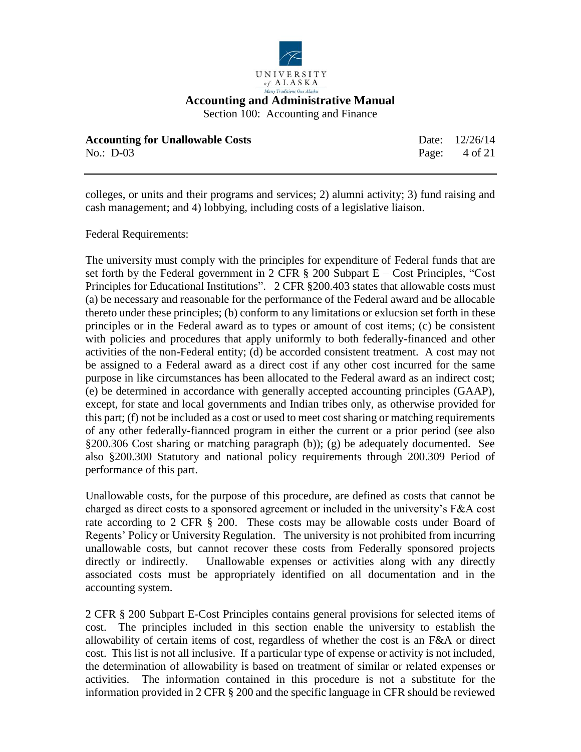colleges, or units and their programs and services; 2) alumni activity; 3) fund raising and cash management; and 4) lobbying, including costs of a legislative liaison.

Federal Requirements:

The university must comply with the principles for expenditure of Federal funds that are set forth by the Federal government in 2 CFR § 200 Subpart E – Cost Principles, "Cost Principles for Educational Institutions". 2 CFR §200.403 states that allowable costs must (a) be necessary and reasonable for the performance of the Federal award and be allocable thereto under these principles; (b) conform to any limitations or exlucsion set forth in these principles or in the Federal award as to types or amount of cost items; (c) be consistent with policies and procedures that apply uniformly to both federally-financed and other activities of the non-Federal entity; (d) be accorded consistent treatment. A cost may not be assigned to a Federal award as a direct cost if any other cost incurred for the same purpose in like circumstances has been allocated to the Federal award as an indirect cost; (e) be determined in accordance with generally accepted accounting principles (GAAP), except, for state and local governments and Indian tribes only, as otherwise provided for this part; (f) not be included as a cost or used to meet cost sharing or matching requirements of any other federally-fiannced program in either the current or a prior period (see also §200.306 Cost sharing or matching paragraph (b)); (g) be adequately documented. See also §200.300 Statutory and national policy requirements through 200.309 Period of performance of this part.

Unallowable costs, for the purpose of this procedure, are defined as costs that cannot be charged as direct costs to a sponsored agreement or included in the university's F&A cost rate according to 2 CFR § 200. These costs may be allowable costs under Board of Regents' Policy or University Regulation. The university is not prohibited from incurring unallowable costs, but cannot recover these costs from Federally sponsored projects directly or indirectly. Unallowable expenses or activities along with any directly associated costs must be appropriately identified on all documentation and in the accounting system.

2 CFR § 200 Subpart E-Cost Principles contains general provisions for selected items of cost. The principles included in this section enable the university to establish the allowability of certain items of cost, regardless of whether the cost is an F&A or direct cost. This list is not all inclusive. If a particular type of expense or activity is not included, the determination of allowability is based on treatment of similar or related expenses or activities. The information contained in this procedure is not a substitute for the information provided in 2 CFR § 200 and the specific language in CFR should be reviewed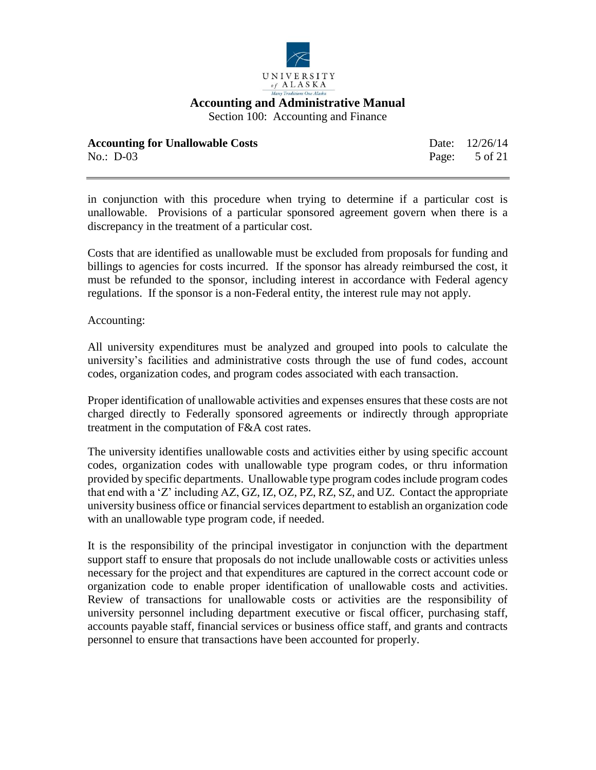in conjunction with this procedure when trying to determine if a particular cost is unallowable. Provisions of a particular sponsored agreement govern when there is a discrepancy in the treatment of a particular cost.

Costs that are identified as unallowable must be excluded from proposals for funding and billings to agencies for costs incurred. If the sponsor has already reimbursed the cost, it must be refunded to the sponsor, including interest in accordance with Federal agency regulations. If the sponsor is a non-Federal entity, the interest rule may not apply.

Accounting:

All university expenditures must be analyzed and grouped into pools to calculate the university's facilities and administrative costs through the use of fund codes, account codes, organization codes, and program codes associated with each transaction.

Proper identification of unallowable activities and expenses ensures that these costs are not charged directly to Federally sponsored agreements or indirectly through appropriate treatment in the computation of F&A cost rates.

The university identifies unallowable costs and activities either by using specific account codes, organization codes with unallowable type program codes, or thru information provided by specific departments. Unallowable type program codes include program codes that end with a 'Z' including AZ, GZ, IZ, OZ, PZ, RZ, SZ, and UZ. Contact the appropriate university business office or financial services department to establish an organization code with an unallowable type program code, if needed.

It is the responsibility of the principal investigator in conjunction with the department support staff to ensure that proposals do not include unallowable costs or activities unless necessary for the project and that expenditures are captured in the correct account code or organization code to enable proper identification of unallowable costs and activities. Review of transactions for unallowable costs or activities are the responsibility of university personnel including department executive or fiscal officer, purchasing staff, accounts payable staff, financial services or business office staff, and grants and contracts personnel to ensure that transactions have been accounted for properly.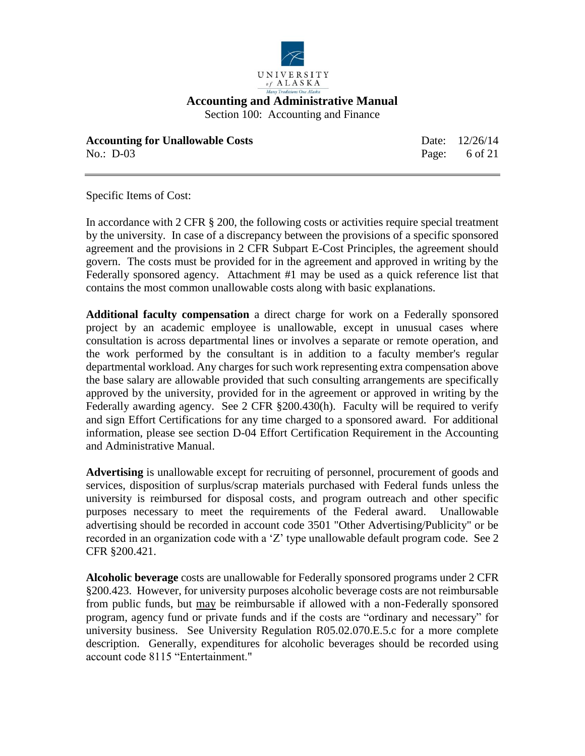Specific Items of Cost:

In accordance with 2 CFR § 200, the following costs or activities require special treatment by the university. In case of a discrepancy between the provisions of a specific sponsored agreement and the provisions in 2 CFR Subpart E-Cost Principles, the agreement should govern. The costs must be provided for in the agreement and approved in writing by the Federally sponsored agency. Attachment #1 may be used as a quick reference list that contains the most common unallowable costs along with basic explanations.

**Additional faculty compensation** a direct charge for work on a Federally sponsored project by an academic employee is unallowable, except in unusual cases where consultation is across departmental lines or involves a separate or remote operation, and the work performed by the consultant is in addition to a faculty member's regular departmental workload. Any charges for such work representing extra compensation above the base salary are allowable provided that such consulting arrangements are specifically approved by the university, provided for in the agreement or approved in writing by the Federally awarding agency. See 2 CFR §200.430(h). Faculty will be required to verify and sign Effort Certifications for any time charged to a sponsored award. For additional information, please see section D-04 Effort Certification Requirement in the Accounting and Administrative Manual.

**Advertising** is unallowable except for recruiting of personnel, procurement of goods and services, disposition of surplus/scrap materials purchased with Federal funds unless the university is reimbursed for disposal costs, and program outreach and other specific purposes necessary to meet the requirements of the Federal award. Unallowable advertising should be recorded in account code 3501 "Other Advertising/Publicity" or be recorded in an organization code with a 'Z' type unallowable default program code. See 2 CFR §200.421.

**Alcoholic beverage** costs are unallowable for Federally sponsored programs under 2 CFR §200.423. However, for university purposes alcoholic beverage costs are not reimbursable from public funds, but <u>may</u> be reimbursable if allowed with a non-Federally sponsored program, agency fund or private funds and if the costs are "ordinary and necessary" for university business. See University Regulation R05.02.070.E.5.c for a more complete description. Generally, expenditures for alcoholic beverages should be recorded using account code 8115 "Entertainment."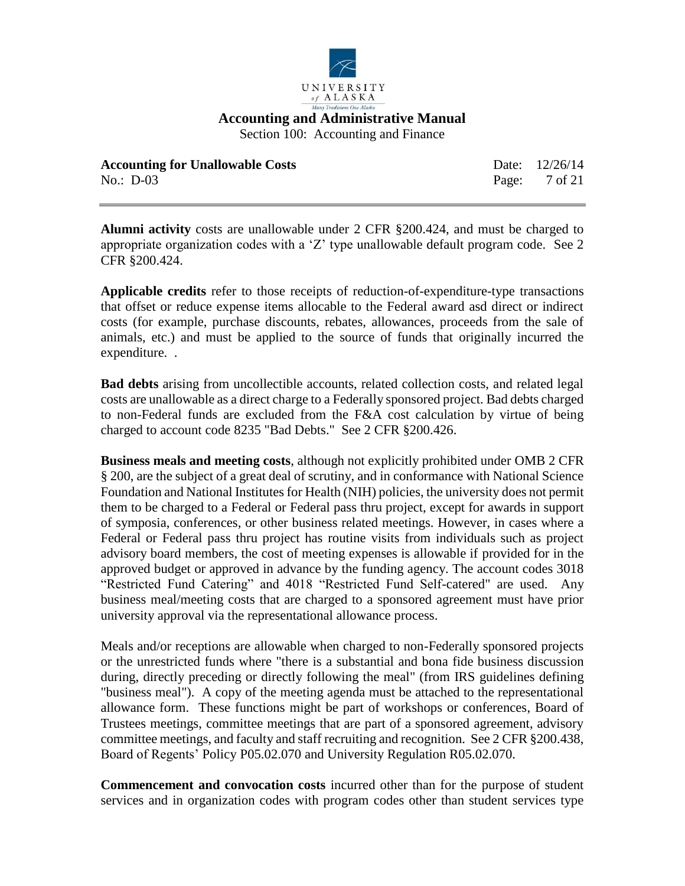**Alumni activity** costs are unallowable under 2 CFR §200.424, and must be charged to appropriate organization codes with a 'Z' type unallowable default program code. See 2 CFR §200.424.

**Applicable credits** refer to those receipts of reduction-of-expenditure-type transactions that offset or reduce expense items allocable to the Federal award asd direct or indirect costs (for example, purchase discounts, rebates, allowances, proceeds from the sale of animals, etc.) and must be applied to the source of funds that originally incurred the expenditure. .

**Bad debts** arising from uncollectible accounts, related collection costs, and related legal costs are unallowable as a direct charge to a Federally sponsored project. Bad debts charged to non-Federal funds are excluded from the F&A cost calculation by virtue of being charged to account code 8235 "Bad Debts." See 2 CFR §200.426.

**Business meals and meeting costs**, although not explicitly prohibited under OMB 2 CFR § 200, are the subject of a great deal of scrutiny, and in conformance with National Science Foundation and National Institutes for Health (NIH) policies, the university does not permit them to be charged to a Federal or Federal pass thru project, except for awards in support of symposia, conferences, or other business related meetings. However, in cases where a Federal or Federal pass thru project has routine visits from individuals such as project advisory board members, the cost of meeting expenses is allowable if provided for in the approved budget or approved in advance by the funding agency. The account codes 3018 "Restricted Fund Catering" and 4018 "Restricted Fund Self-catered" are used. Any business meal/meeting costs that are charged to a sponsored agreement must have prior university approval via the representational allowance process.

Meals and/or receptions are allowable when charged to non-Federally sponsored projects or the unrestricted funds where "there is a substantial and bona fide business discussion during, directly preceding or directly following the meal" (from IRS guidelines defining "business meal"). A copy of the meeting agenda must be attached to the representational allowance form. These functions might be part of workshops or conferences, Board of Trustees meetings, committee meetings that are part of a sponsored agreement, advisory committee meetings, and faculty and staff recruiting and recognition. See 2 CFR §200.438, Board of Regents' Policy P05.02.070 and University Regulation R05.02.070.

**Commencement and convocation costs** incurred other than for the purpose of student services and in organization codes with program codes other than student services type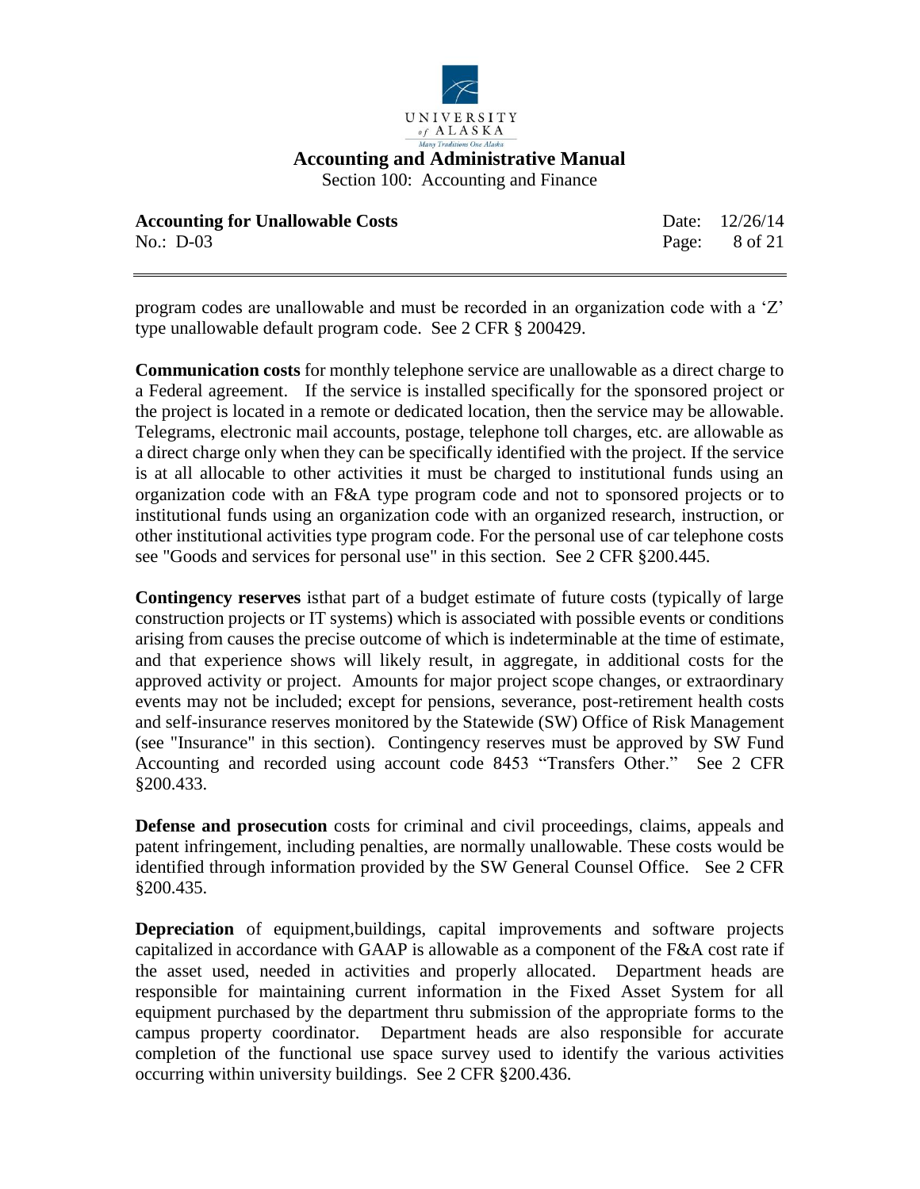program codes are unallowable and must be recorded in an organization code with a 'Z' type unallowable default program code. See 2 CFR § 200429.

**Communication costs** for monthly telephone service are unallowable as a direct charge to a Federal agreement. If the service is installed specifically for the sponsored project or the project is located in a remote or dedicated location, then the service may be allowable. Telegrams, electronic mail accounts, postage, telephone toll charges, etc. are allowable as a direct charge only when they can be specifically identified with the project. If the service is at all allocable to other activities it must be charged to institutional funds using an organization code with an F&A type program code and not to sponsored projects or to institutional funds using an organization code with an organized research, instruction, or other institutional activities type program code. For the personal use of car telephone costs see "Goods and services for personal use" in this section. See 2 CFR §200.445.

**Contingency reserves** isthat part of a budget estimate of future costs (typically of large construction projects or IT systems) which is associated with possible events or conditions arising from causes the precise outcome of which is indeterminable at the time of estimate, and that experience shows will likely result, in aggregate, in additional costs for the approved activity or project. Amounts for major project scope changes, or extraordinary events may not be included; except for pensions, severance, post-retirement health costs and self-insurance reserves monitored by the Statewide (SW) Office of Risk Management (see "Insurance" in this section). Contingency reserves must be approved by SW Fund Accounting and recorded using account code 8453 "Transfers Other." See 2 CFR §200.433.

**Defense and prosecution** costs for criminal and civil proceedings, claims, appeals and patent infringement, including penalties, are normally unallowable. These costs would be identified through information provided by the SW General Counsel Office. See 2 CFR §200.435.

**Depreciation** of equipment,buildings, capital improvements and software projects capitalized in accordance with GAAP is allowable as a component of the F&A cost rate if the asset used, needed in activities and properly allocated. Department heads are responsible for maintaining current information in the Fixed Asset System for all equipment purchased by the department thru submission of the appropriate forms to the campus property coordinator. Department heads are also responsible for accurate completion of the functional use space survey used to identify the various activities occurring within university buildings. See 2 CFR §200.436.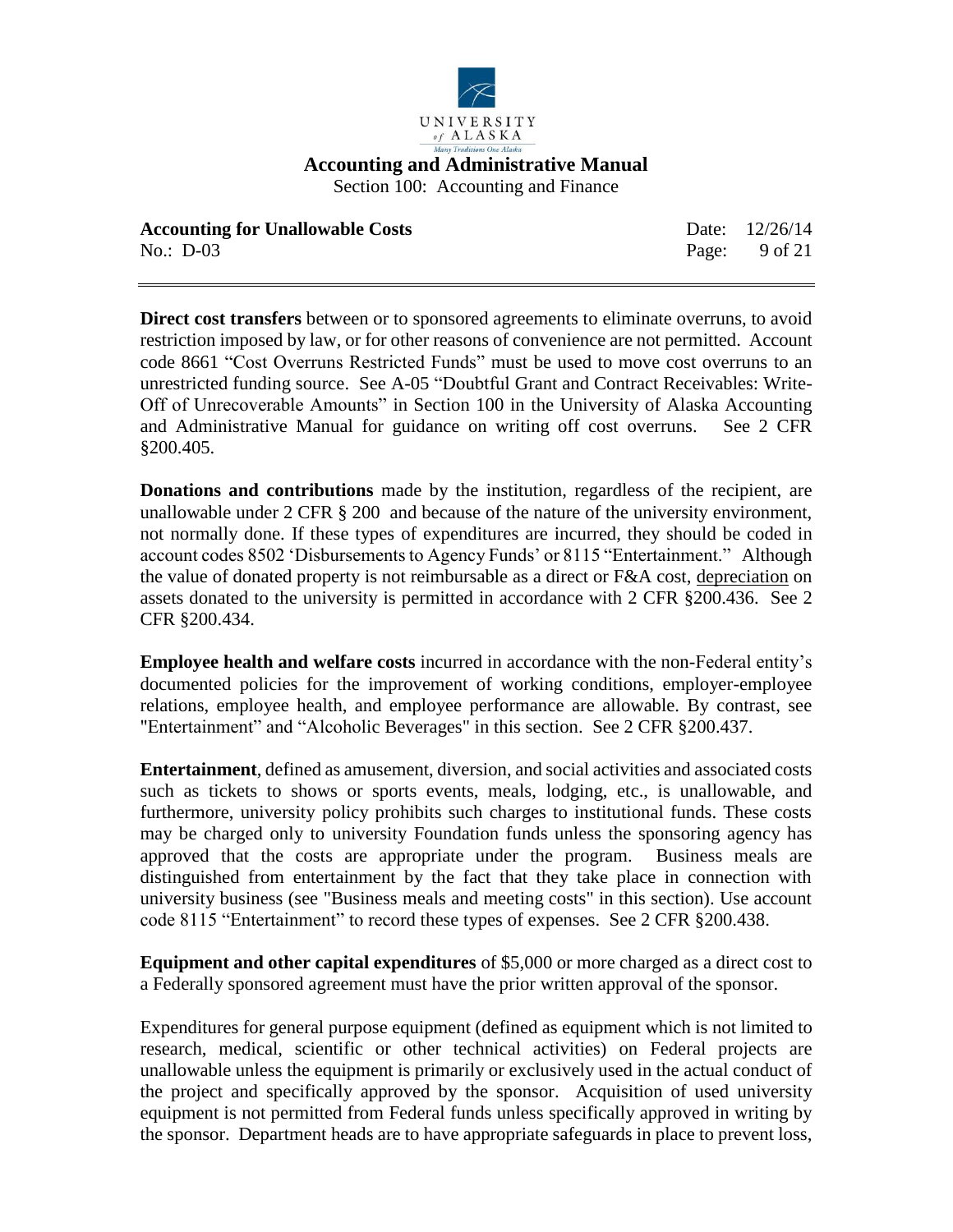**Direct cost transfers** between or to sponsored agreements to eliminate overruns, to avoid restriction imposed by law, or for other reasons of convenience are not permitted. Account code 8661 "Cost Overruns Restricted Funds" must be used to move cost overruns to an unrestricted funding source. See A-05 "Doubtful Grant and Contract Receivables: Write-Off of Unrecoverable Amounts" in Section 100 in the University of Alaska Accounting and Administrative Manual for guidance on writing off cost overruns. See 2 CFR §200.405.

**Donations and contributions** made by the institution, regardless of the recipient, are unallowable under 2 CFR § 200 and because of the nature of the university environment, not normally done. If these types of expenditures are incurred, they should be coded in account codes 8502 'Disbursements to Agency Funds' or 8115 "Entertainment." Although the value of donated property is not reimbursable as a direct or F&A cost, depreciation on assets donated to the university is permitted in accordance with 2 CFR §200.436. See 2 CFR §200.434.

**Employee health and welfare costs** incurred in accordance with the non-Federal entity's documented policies for the improvement of working conditions, employer-employee relations, employee health, and employee performance are allowable. By contrast, see "Entertainment" and "Alcoholic Beverages" in this section. See 2 CFR §200.437.

**Entertainment**, defined as amusement, diversion, and social activities and associated costs such as tickets to shows or sports events, meals, lodging, etc., is unallowable, and furthermore, university policy prohibits such charges to institutional funds. These costs may be charged only to university Foundation funds unless the sponsoring agency has approved that the costs are appropriate under the program. Business meals are distinguished from entertainment by the fact that they take place in connection with university business (see "Business meals and meeting costs" in this section). Use account code 8115 "Entertainment" to record these types of expenses. See 2 CFR §200.438.

**Equipment and other capital expenditures** of $5,000 or more charged as a direct cost to a Federally sponsored agreement must have the prior written approval of the sponsor.

Expenditures for general purpose equipment (defined as equipment which is not limited to research, medical, scientific or other technical activities) on Federal projects are unallowable unless the equipment is primarily or exclusively used in the actual conduct of the project and specifically approved by the sponsor. Acquisition of used university equipment is not permitted from Federal funds unless specifically approved in writing by the sponsor. Department heads are to have appropriate safeguards in place to prevent loss,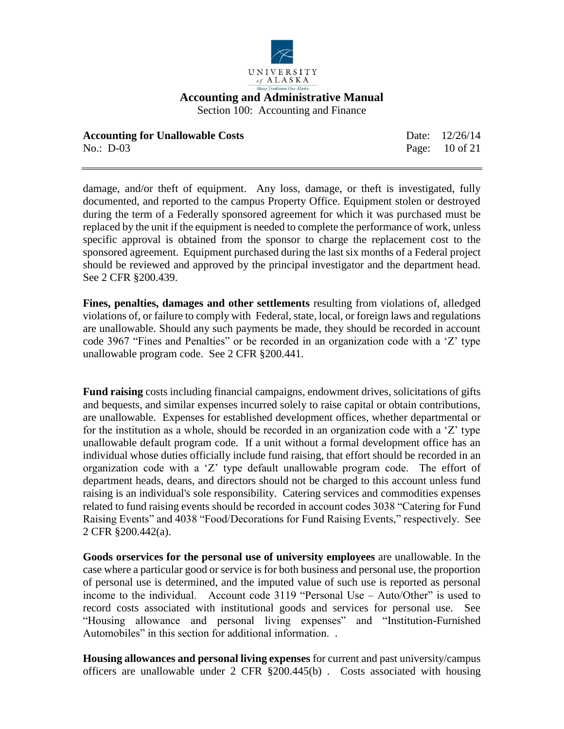damage, and/or theft of equipment. Any loss, damage, or theft is investigated, fully documented, and reported to the campus Property Office. Equipment stolen or destroyed during the term of a Federally sponsored agreement for which it was purchased must be replaced by the unit if the equipment is needed to complete the performance of work, unless specific approval is obtained from the sponsor to charge the replacement cost to the sponsored agreement. Equipment purchased during the last six months of a Federal project should be reviewed and approved by the principal investigator and the department head. See 2 CFR §200.439.

**Fines, penalties, damages and other settlements** resulting from violations of, alledged violations of, or failure to comply with Federal, state, local, or foreign laws and regulations are unallowable. Should any such payments be made, they should be recorded in account code 3967 "Fines and Penalties" or be recorded in an organization code with a 'Z' type unallowable program code. See 2 CFR §200.441.

**Fund raising** costs including financial campaigns, endowment drives, solicitations of gifts and bequests, and similar expenses incurred solely to raise capital or obtain contributions, are unallowable. Expenses for established development offices, whether departmental or for the institution as a whole, should be recorded in an organization code with a 'Z' type unallowable default program code. If a unit without a formal development office has an individual whose duties officially include fund raising, that effort should be recorded in an organization code with a 'Z' type default unallowable program code. The effort of department heads, deans, and directors should not be charged to this account unless fund raising is an individual's sole responsibility. Catering services and commodities expenses related to fund raising events should be recorded in account codes 3038 "Catering for Fund Raising Events" and 4038 "Food/Decorations for Fund Raising Events," respectively. See 2 CFR §200.442(a).

**Goods orservices for the personal use of university employees** are unallowable. In the case where a particular good or service is for both business and personal use, the proportion of personal use is determined, and the imputed value of such use is reported as personal income to the individual. Account code 3119 "Personal Use – Auto/Other" is used to record costs associated with institutional goods and services for personal use. See "Housing allowance and personal living expenses" and "Institution-Furnished Automobiles" in this section for additional information. .

**Housing allowances and personal living expenses** for current and past university/campus officers are unallowable under 2 CFR §200.445(b) . Costs associated with housing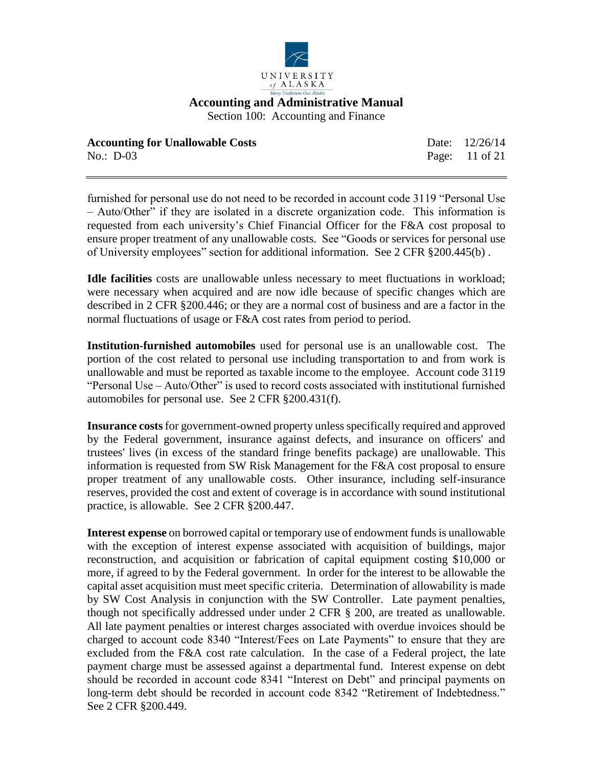furnished for personal use do not need to be recorded in account code 3119 "Personal Use – Auto/Other" if they are isolated in a discrete organization code. This information is requested from each university's Chief Financial Officer for the F&A cost proposal to ensure proper treatment of any unallowable costs. See "Goods or services for personal use of University employees" section for additional information. See 2 CFR §200.445(b) .

**Idle facilities** costs are unallowable unless necessary to meet fluctuations in workload; were necessary when acquired and are now idle because of specific changes which are described in 2 CFR §200.446; or they are a normal cost of business and are a factor in the normal fluctuations of usage or F&A cost rates from period to period.

**Institution-furnished automobiles** used for personal use is an unallowable cost. The portion of the cost related to personal use including transportation to and from work is unallowable and must be reported as taxable income to the employee. Account code 3119 "Personal Use – Auto/Other" is used to record costs associated with institutional furnished automobiles for personal use. See 2 CFR §200.431(f).

**Insurance costs** for government-owned property unless specifically required and approved by the Federal government, insurance against defects, and insurance on officers' and trustees' lives (in excess of the standard fringe benefits package) are unallowable. This information is requested from SW Risk Management for the F&A cost proposal to ensure proper treatment of any unallowable costs. Other insurance, including self-insurance reserves, provided the cost and extent of coverage is in accordance with sound institutional practice, is allowable. See 2 CFR §200.447.

**Interest expense** on borrowed capital or temporary use of endowment funds is unallowable with the exception of interest expense associated with acquisition of buildings, major reconstruction, and acquisition or fabrication of capital equipment costing $10,000 or more, if agreed to by the Federal government. In order for the interest to be allowable the capital asset acquisition must meet specific criteria. Determination of allowability is made by SW Cost Analysis in conjunction with the SW Controller. Late payment penalties, though not specifically addressed under under 2 CFR § 200, are treated as unallowable. All late payment penalties or interest charges associated with overdue invoices should be charged to account code 8340 "Interest/Fees on Late Payments" to ensure that they are excluded from the F&A cost rate calculation. In the case of a Federal project, the late payment charge must be assessed against a departmental fund. Interest expense on debt should be recorded in account code 8341 "Interest on Debt" and principal payments on long-term debt should be recorded in account code 8342 "Retirement of Indebtedness." See 2 CFR §200.449.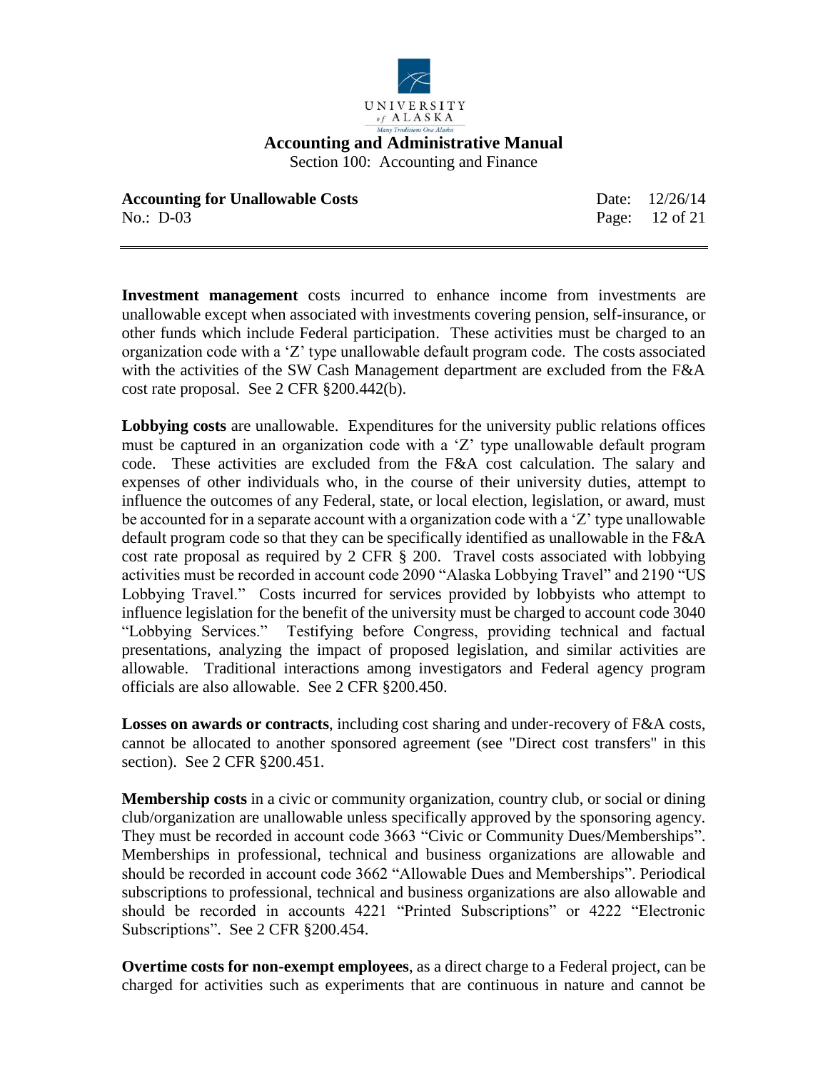**Investment management** costs incurred to enhance income from investments are unallowable except when associated with investments covering pension, self-insurance, or other funds which include Federal participation. These activities must be charged to an organization code with a 'Z' type unallowable default program code. The costs associated with the activities of the SW Cash Management department are excluded from the F&A cost rate proposal. See 2 CFR §200.442(b).

**Lobbying costs** are unallowable. Expenditures for the university public relations offices must be captured in an organization code with a 'Z' type unallowable default program code. These activities are excluded from the F&A cost calculation. The salary and expenses of other individuals who, in the course of their university duties, attempt to influence the outcomes of any Federal, state, or local election, legislation, or award, must be accounted for in a separate account with a organization code with a 'Z' type unallowable default program code so that they can be specifically identified as unallowable in the F&A cost rate proposal as required by 2 CFR § 200. Travel costs associated with lobbying activities must be recorded in account code 2090 "Alaska Lobbying Travel" and 2190 "US Lobbying Travel." Costs incurred for services provided by lobbyists who attempt to influence legislation for the benefit of the university must be charged to account code 3040 "Lobbying Services." Testifying before Congress, providing technical and factual presentations, analyzing the impact of proposed legislation, and similar activities are allowable. Traditional interactions among investigators and Federal agency program officials are also allowable. See 2 CFR §200.450.

**Losses on awards or contracts**, including cost sharing and under-recovery of F&A costs, cannot be allocated to another sponsored agreement (see "Direct cost transfers" in this section). See 2 CFR §200.451.

**Membership costs** in a civic or community organization, country club, or social or dining club/organization are unallowable unless specifically approved by the sponsoring agency. They must be recorded in account code 3663 "Civic or Community Dues/Memberships". Memberships in professional, technical and business organizations are allowable and should be recorded in account code 3662 "Allowable Dues and Memberships". Periodical subscriptions to professional, technical and business organizations are also allowable and should be recorded in accounts 4221 "Printed Subscriptions" or 4222 "Electronic Subscriptions". See 2 CFR §200.454.

**Overtime costs for non-exempt employees**, as a direct charge to a Federal project, can be charged for activities such as experiments that are continuous in nature and cannot be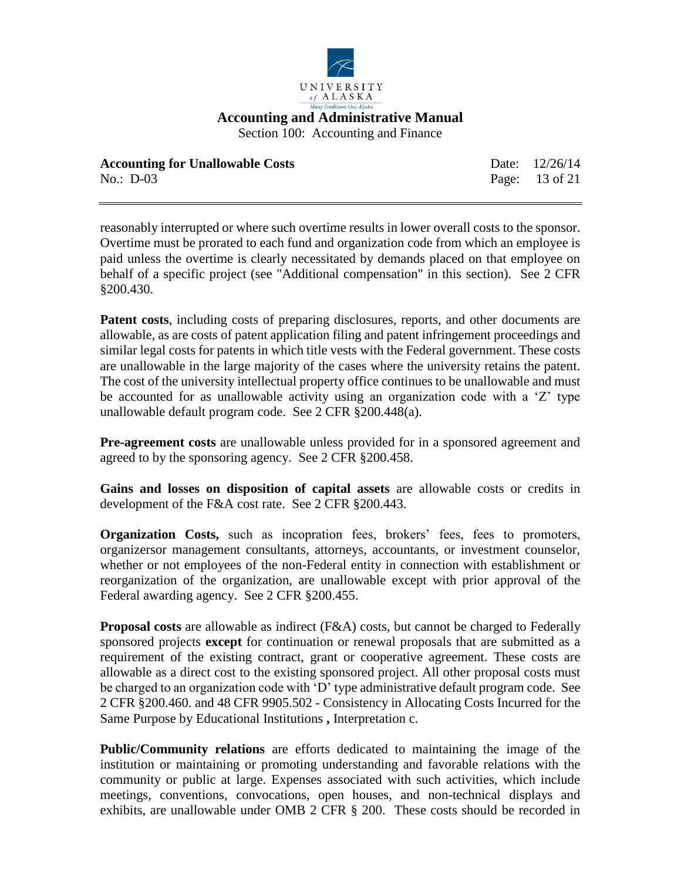reasonably interrupted or where such overtime results in lower overall costs to the sponsor. Overtime must be prorated to each fund and organization code from which an employee is paid unless the overtime is clearly necessitated by demands placed on that employee on behalf of a specific project (see "Additional compensation" in this section). See 2 CFR §200.430.

**Patent costs**, including costs of preparing disclosures, reports, and other documents are allowable, as are costs of patent application filing and patent infringement proceedings and similar legal costs for patents in which title vests with the Federal government. These costs are unallowable in the large majority of the cases where the university retains the patent. The cost of the university intellectual property office continues to be unallowable and must be accounted for as unallowable activity using an organization code with a 'Z' type unallowable default program code. See 2 CFR §200.448(a).

**Pre-agreement costs** are unallowable unless provided for in a sponsored agreement and agreed to by the sponsoring agency. See 2 CFR §200.458.

**Gains and losses on disposition of capital assets** are allowable costs or credits in development of the F&A cost rate. See 2 CFR §200.443.

**Organization Costs,** such as incopration fees, brokers' fees, fees to promoters, organizersor management consultants, attorneys, accountants, or investment counselor, whether or not employees of the non-Federal entity in connection with establishment or reorganization of the organization, are unallowable except with prior approval of the Federal awarding agency. See 2 CFR §200.455.

**Proposal costs** are allowable as indirect (F&A) costs, but cannot be charged to Federally sponsored projects **except** for continuation or renewal proposals that are submitted as a requirement of the existing contract, grant or cooperative agreement. These costs are allowable as a direct cost to the existing sponsored project. All other proposal costs must be charged to an organization code with 'D' type administrative default program code. See 2 CFR §200.460. and 48 CFR 9905.502 - Consistency in Allocating Costs Incurred for the Same Purpose by Educational Institutions **,** Interpretation c.

**Public/Community relations** are efforts dedicated to maintaining the image of the institution or maintaining or promoting understanding and favorable relations with the community or public at large. Expenses associated with such activities, which include meetings, conventions, convocations, open houses, and non-technical displays and exhibits, are unallowable under OMB 2 CFR § 200. These costs should be recorded in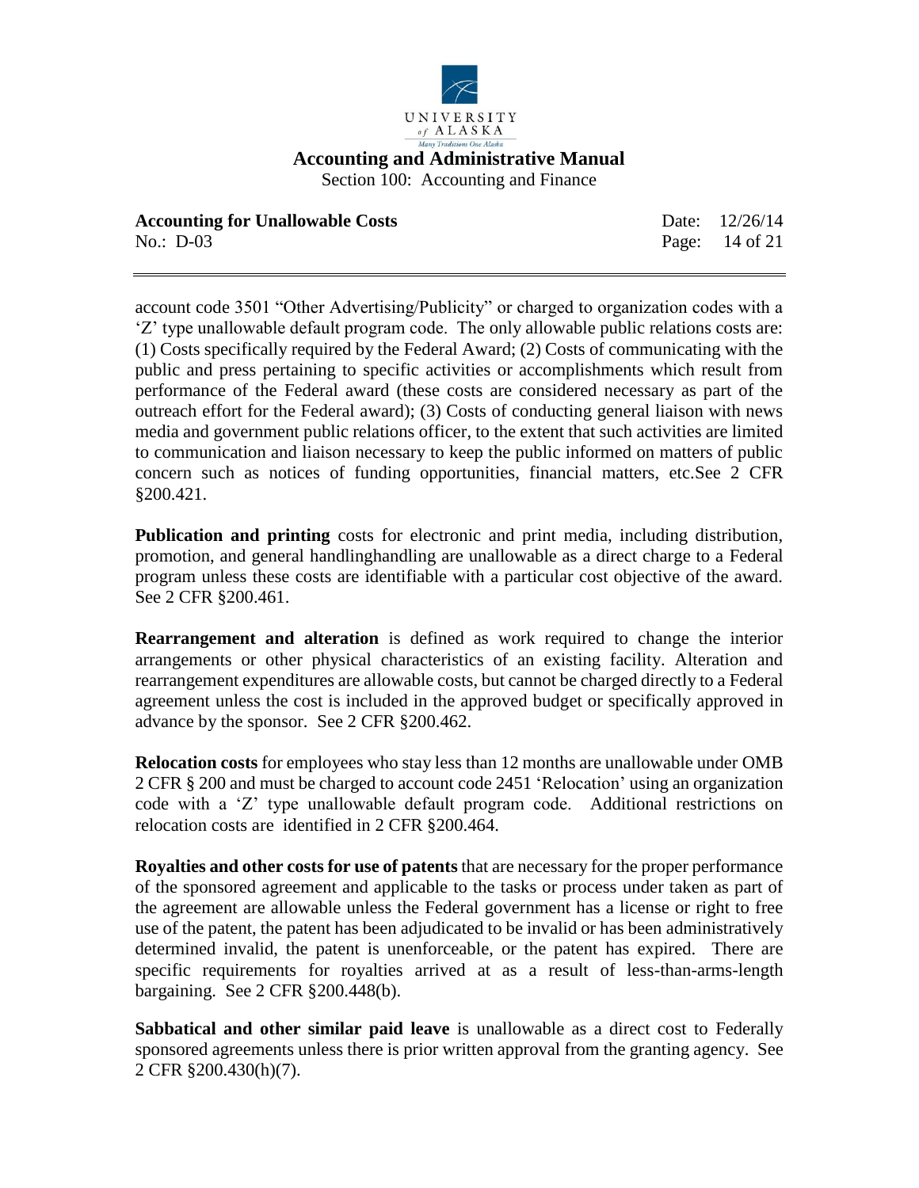account code 3501 "Other Advertising/Publicity" or charged to organization codes with a 'Z' type unallowable default program code. The only allowable public relations costs are: (1) Costs specifically required by the Federal Award; (2) Costs of communicating with the public and press pertaining to specific activities or accomplishments which result from performance of the Federal award (these costs are considered necessary as part of the outreach effort for the Federal award); (3) Costs of conducting general liaison with news media and government public relations officer, to the extent that such activities are limited to communication and liaison necessary to keep the public informed on matters of public concern such as notices of funding opportunities, financial matters, etc.See 2 CFR §200.421.

**Publication and printing** costs for electronic and print media, including distribution, promotion, and general handlinghandling are unallowable as a direct charge to a Federal program unless these costs are identifiable with a particular cost objective of the award. See 2 CFR §200.461.

**Rearrangement and alteration** is defined as work required to change the interior arrangements or other physical characteristics of an existing facility. Alteration and rearrangement expenditures are allowable costs, but cannot be charged directly to a Federal agreement unless the cost is included in the approved budget or specifically approved in advance by the sponsor. See 2 CFR §200.462.

**Relocation costs** for employees who stay less than 12 months are unallowable under OMB 2 CFR § 200 and must be charged to account code 2451 'Relocation' using an organization code with a 'Z' type unallowable default program code. Additional restrictions on relocation costs are identified in 2 CFR §200.464.

**Royalties and other costs for use of patents** that are necessary for the proper performance of the sponsored agreement and applicable to the tasks or process under taken as part of the agreement are allowable unless the Federal government has a license or right to free use of the patent, the patent has been adjudicated to be invalid or has been administratively determined invalid, the patent is unenforceable, or the patent has expired. There are specific requirements for royalties arrived at as a result of less-than-arms-length bargaining. See 2 CFR §200.448(b).

**Sabbatical and other similar paid leave** is unallowable as a direct cost to Federally sponsored agreements unless there is prior written approval from the granting agency. See 2 CFR §200.430(h)(7).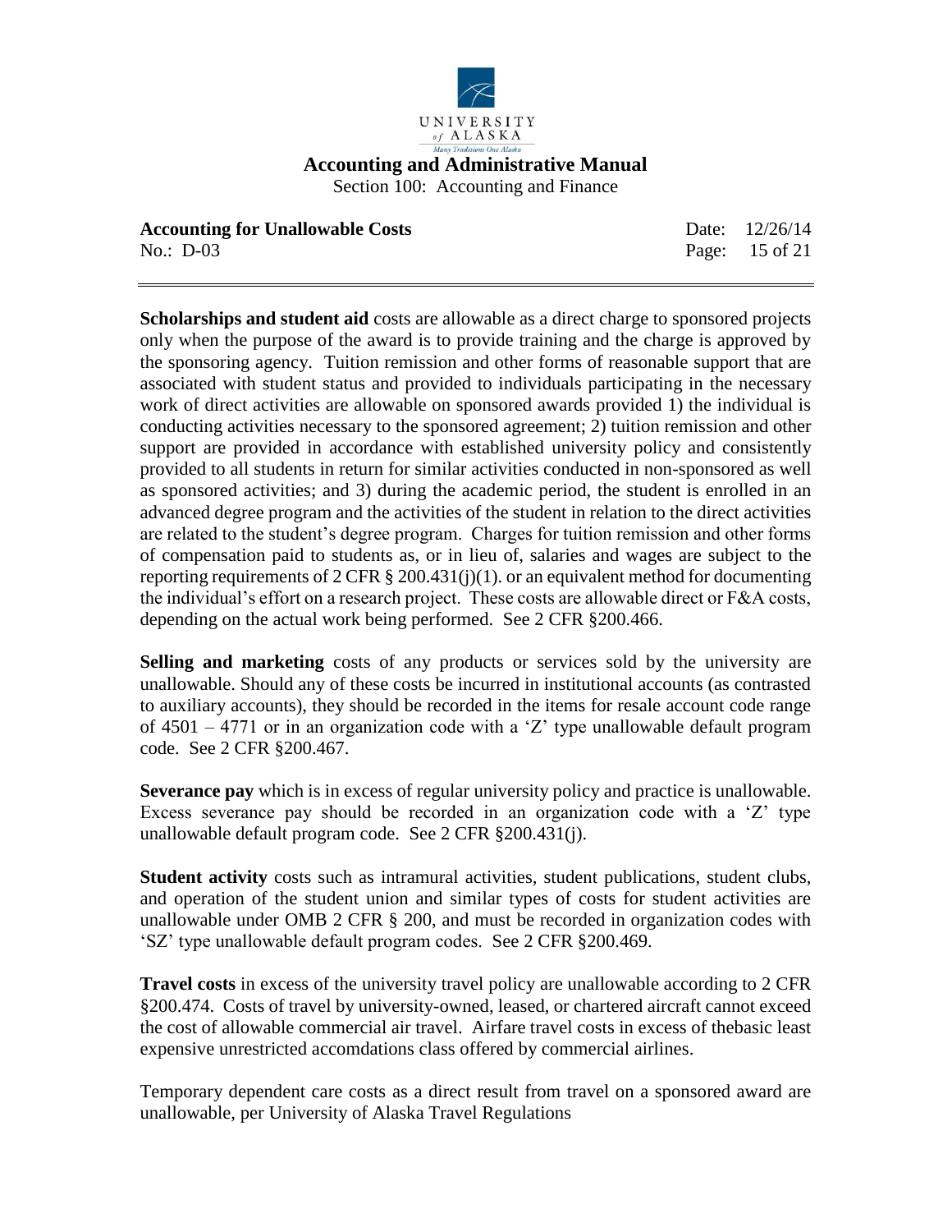**Scholarships and student aid** costs are allowable as a direct charge to sponsored projects only when the purpose of the award is to provide training and the charge is approved by the sponsoring agency. Tuition remission and other forms of reasonable support that are associated with student status and provided to individuals participating in the necessary work of direct activities are allowable on sponsored awards provided 1) the individual is conducting activities necessary to the sponsored agreement; 2) tuition remission and other support are provided in accordance with established university policy and consistently provided to all students in return for similar activities conducted in non-sponsored as well as sponsored activities; and 3) during the academic period, the student is enrolled in an advanced degree program and the activities of the student in relation to the direct activities are related to the student's degree program. Charges for tuition remission and other forms of compensation paid to students as, or in lieu of, salaries and wages are subject to the reporting requirements of 2 CFR § 200.431(j)(1). or an equivalent method for documenting the individual's effort on a research project. These costs are allowable direct or F&A costs, depending on the actual work being performed. See 2 CFR §200.466.

**Selling and marketing** costs of any products or services sold by the university are unallowable. Should any of these costs be incurred in institutional accounts (as contrasted to auxiliary accounts), they should be recorded in the items for resale account code range of 4501 – 4771 or in an organization code with a 'Z' type unallowable default program code. See 2 CFR §200.467.

**Severance pay** which is in excess of regular university policy and practice is unallowable. Excess severance pay should be recorded in an organization code with a 'Z' type unallowable default program code. See 2 CFR §200.431(j).

**Student activity** costs such as intramural activities, student publications, student clubs, and operation of the student union and similar types of costs for student activities are unallowable under OMB 2 CFR § 200, and must be recorded in organization codes with 'SZ' type unallowable default program codes. See 2 CFR §200.469.

**Travel costs** in excess of the university travel policy are unallowable according to 2 CFR §200.474. Costs of travel by university-owned, leased, or chartered aircraft cannot exceed the cost of allowable commercial air travel. Airfare travel costs in excess of thebasic least expensive unrestricted accomdations class offered by commercial airlines.

Temporary dependent care costs as a direct result from travel on a sponsored award are unallowable, per University of Alaska Travel Regulations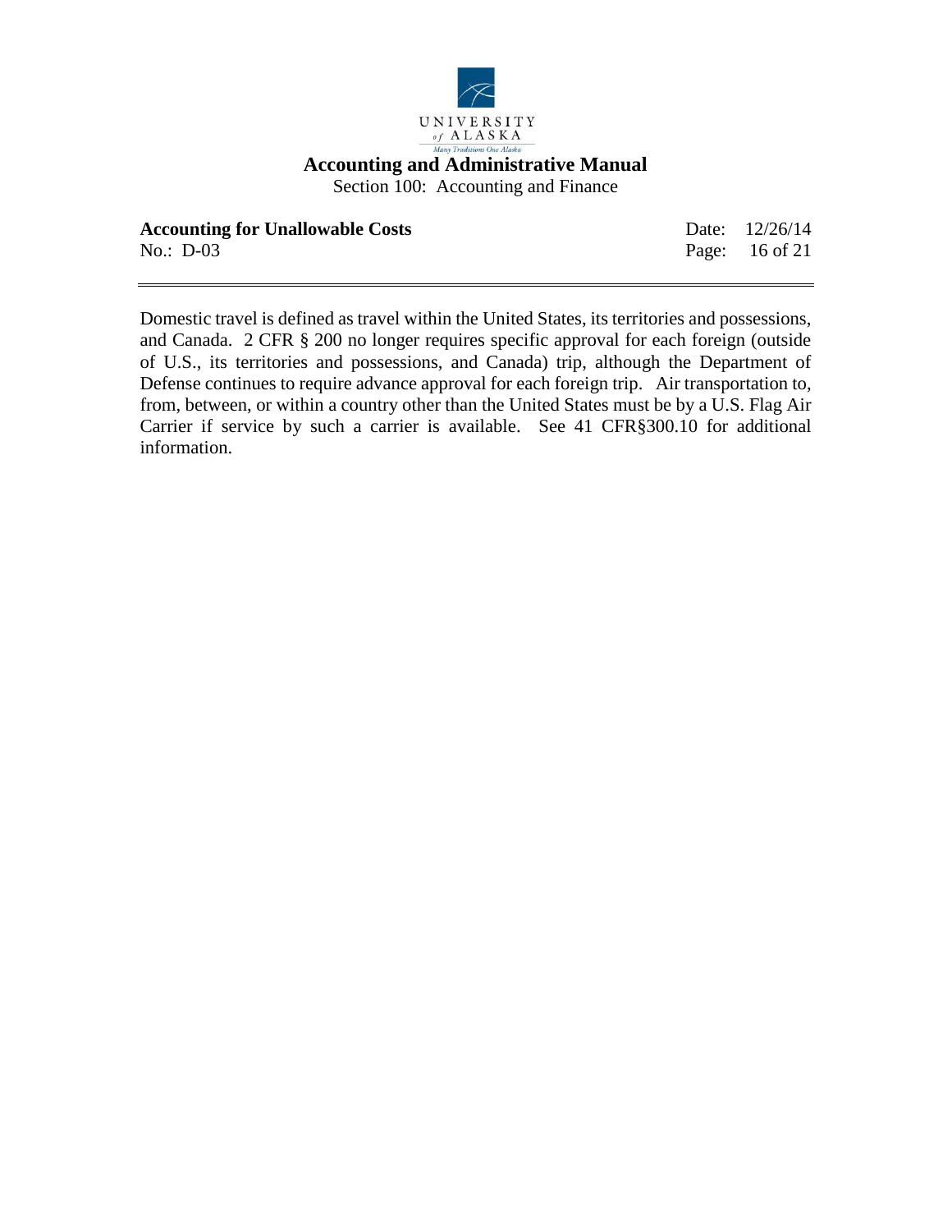Domestic travel is defined as travel within the United States, its territories and possessions, and Canada. 2 CFR § 200 no longer requires specific approval for each foreign (outside of U.S., its territories and possessions, and Canada) trip, although the Department of Defense continues to require advance approval for each foreign trip. Air transportation to, from, between, or within a country other than the United States must be by a U.S. Flag Air Carrier if service by such a carrier is available. See 41 CFR§300.10 for additional information.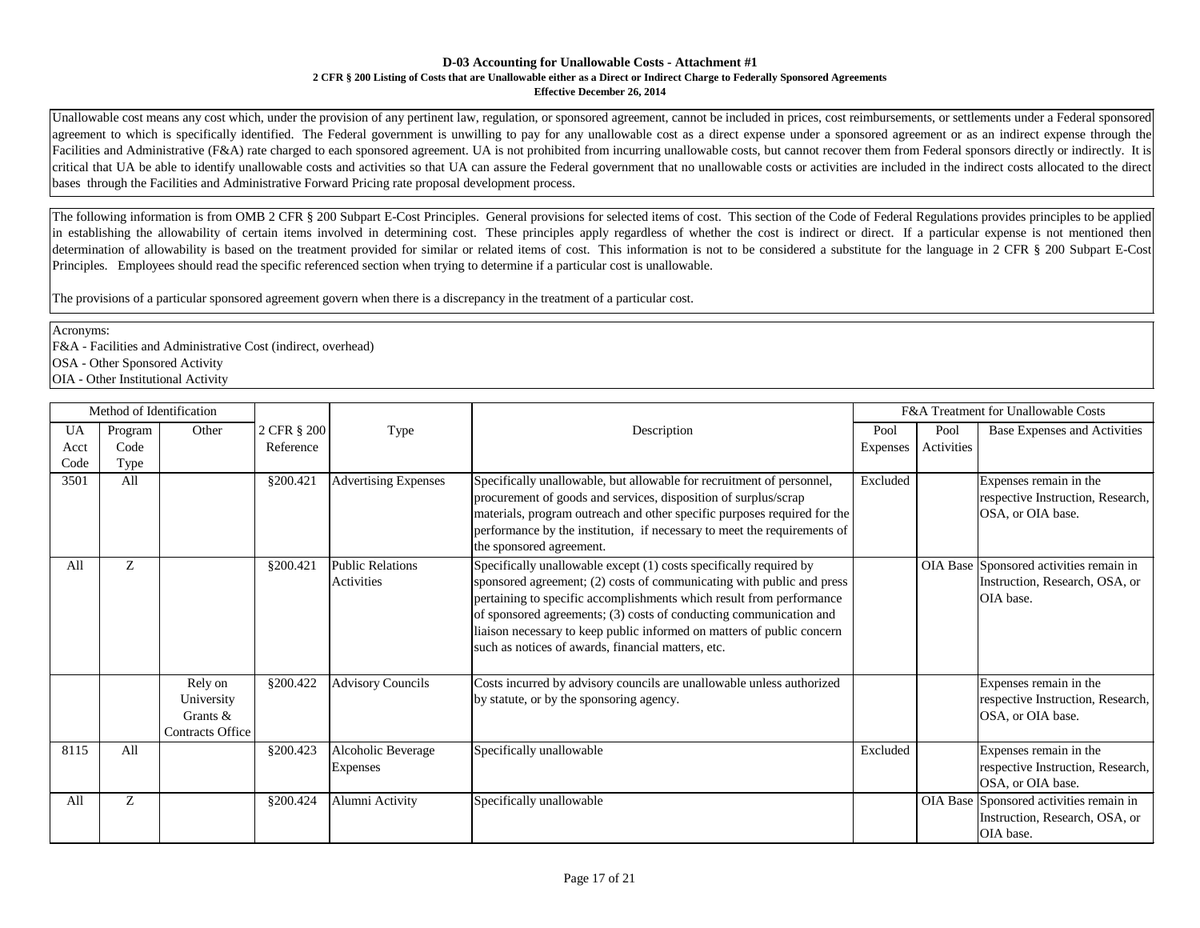**D-03 Accounting for Unallowable Costs - Attachment #1**

**2 CFR § 200 Listing of Costs that are Unallowable either as a Direct or Indirect Charge to Federally Sponsored Agreements**

**Effective December 26, 2014**

Unallowable cost means any cost which, under the provision of any pertinent law, regulation, or sponsored agreement, cannot be included in prices, cost reimbursements, or settlements under a Federal sponsored agreement to which is specifically identified. The Federal government is unwilling to pay for any unallowable cost as a direct expense under a sponsored agreement or as an indirect expense through the Facilities and Administrative (F&A) rate charged to each sponsored agreement. UA is not prohibited from incurring unallowable costs, but cannot recover them from Federal sponsors directly or indirectly. It is critical that UA be able to identify unallowable costs and activities so that UA can assure the Federal government that no unallowable costs or activities are included in the indirect costs allocated to the direct bases through the Facilities and Administrative Forward Pricing rate proposal development process.

The following information is from OMB 2 CFR § 200 Subpart E-Cost Principles. General provisions for selected items of cost. This section of the Code of Federal Regulations provides principles to be applied in establishing the allowability of certain items involved in determining cost. These principles apply regardless of whether the cost is indirect or direct. If a particular expense is not mentioned then determination of allowability is based on the treatment provided for similar or related items of cost. This information is not to be considered a substitute for the language in 2 CFR § 200 Subpart E-Cost Principles. Employees should read the specific referenced section when trying to determine if a particular cost is unallowable.

The provisions of a particular sponsored agreement govern when there is a discrepancy in the treatment of a particular cost.

Acronyms:
F&A - Facilities and Administrative Cost (indirect, overhead)
OSA - Other Sponsored Activity
OIA - Other Institutional Activity

| Method of Identification | | | | | | F&A Treatment for Unallowable Costs | | |
|---|---|---|---|---|---|---|---|---|
| UA Acct Code | Program Code Type | Other | 2 CFR § 200 Reference | Type | Description | Pool Expenses | Pool Activities | Base Expenses and Activities |
| 3501 | All | | §200.421 | Advertising Expenses | Specifically unallowable, but allowable for recruitment of personnel, procurement of goods and services, disposition of surplus/scrap materials, program outreach and other specific purposes required for the performance by the institution, if necessary to meet the requirements of the sponsored agreement. | Excluded | | Expenses remain in the respective Instruction, Research, OSA, or OIA base. |
| All | Z | | §200.421 | Public Relations Activities | Specifically unallowable except (1) costs specifically required by sponsored agreement; (2) costs of communicating with public and press pertaining to specific accomplishments which result from performance of sponsored agreements; (3) costs of conducting communication and liaison necessary to keep public informed on matters of public concern such as notices of awards, financial matters, etc. | | OIA Base | Sponsored activities remain in Instruction, Research, OSA, or OIA base. |
| | | Rely on University Grants & Contracts Office | §200.422 | Advisory Councils | Costs incurred by advisory councils are unallowable unless authorized by statute, or by the sponsoring agency. | | | Expenses remain in the respective Instruction, Research, OSA, or OIA base. |
| 8115 | All | | §200.423 | Alcoholic Beverage Expenses | Specifically unallowable | Excluded | | Expenses remain in the respective Instruction, Research, OSA, or OIA base. |
| All | Z | | §200.424 | Alumni Activity | Specifically unallowable | | OIA Base | Sponsored activities remain in Instruction, Research, OSA, or OIA base. |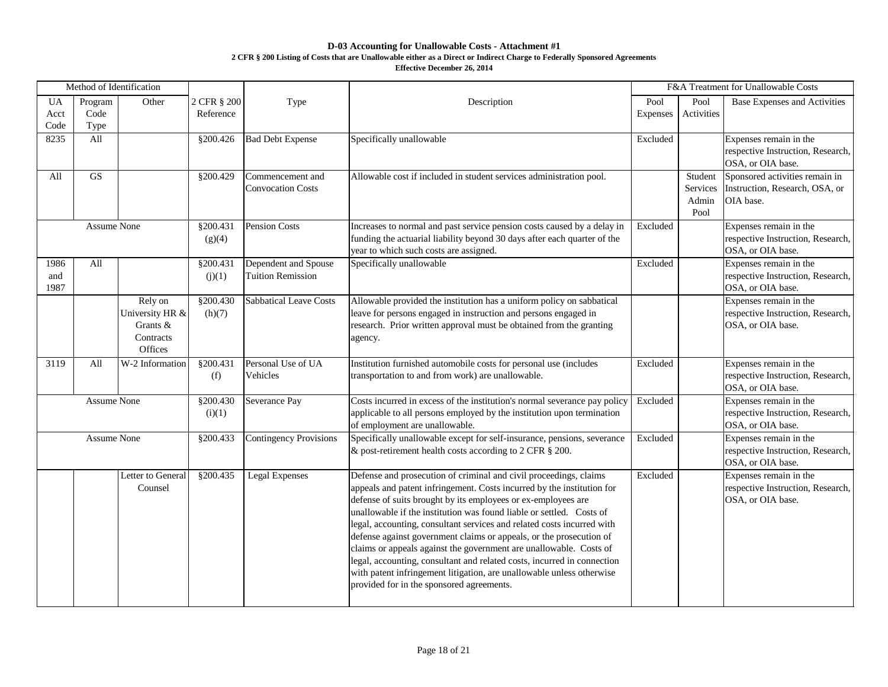**D-03 Accounting for Unallowable Costs - Attachment #1**

**2 CFR § 200 Listing of Costs that are Unallowable either as a Direct or Indirect Charge to Federally Sponsored Agreements**

**Effective December 26, 2014**

| Method of Identification | | | | | | F&A Treatment for Unallowable Costs | | |
|---|---|---|---|---|---|---|---|---|
| UA Acct Code | Program Code Type | Other | 2 CFR § 200 Reference | Type | Description | Pool Expenses | Pool Activities | Base Expenses and Activities |
| 8235 | All | | §200.426 | Bad Debt Expense | Specifically unallowable | Excluded | | Expenses remain in the respective Instruction, Research, OSA, or OIA base. |
| All | GS | | §200.429 | Commencement and Convocation Costs | Allowable cost if included in student services administration pool. | | Student Services Admin Pool | Sponsored activities remain in Instruction, Research, OSA, or OIA base. |
| Assume None | | | §200.431 (g)(4) | Pension Costs | Increases to normal and past service pension costs caused by a delay in funding the actuarial liability beyond 30 days after each quarter of the year to which such costs are assigned. | Excluded | | Expenses remain in the respective Instruction, Research, OSA, or OIA base. |
| 1986 and 1987 | All | | §200.431 (j)(1) | Dependent and Spouse Tuition Remission | Specifically unallowable | Excluded | | Expenses remain in the respective Instruction, Research, OSA, or OIA base. |
| | | Rely on University HR & Grants & Contracts Offices | §200.430 (h)(7) | Sabbatical Leave Costs | Allowable provided the institution has a uniform policy on sabbatical leave for persons engaged in instruction and persons engaged in research. Prior written approval must be obtained from the granting agency. | | | Expenses remain in the respective Instruction, Research, OSA, or OIA base. |
| 3119 | All | W-2 Information | §200.431 (f) | Personal Use of UA Vehicles | Institution furnished automobile costs for personal use (includes transportation to and from work) are unallowable. | Excluded | | Expenses remain in the respective Instruction, Research, OSA, or OIA base. |
| Assume None | | | §200.430 (i)(1) | Severance Pay | Costs incurred in excess of the institution's normal severance pay policy applicable to all persons employed by the institution upon termination of employment are unallowable. | Excluded | | Expenses remain in the respective Instruction, Research, OSA, or OIA base. |
| Assume None | | | §200.433 | Contingency Provisions | Specifically unallowable except for self-insurance, pensions, severance & post-retirement health costs according to 2 CFR § 200. | Excluded | | Expenses remain in the respective Instruction, Research, OSA, or OIA base. |
| | | Letter to General Counsel | §200.435 | Legal Expenses | Defense and prosecution of criminal and civil proceedings, claims appeals and patent infringement. Costs incurred by the institution for defense of suits brought by its employees or ex-employees are unallowable if the institution was found liable or settled. Costs of legal, accounting, consultant services and related costs incurred with defense against government claims or appeals, or the prosecution of claims or appeals against the government are unallowable. Costs of legal, accounting, consultant and related costs, incurred in connection with patent infringement litigation, are unallowable unless otherwise provided for in the sponsored agreements. | Excluded | | Expenses remain in the respective Instruction, Research, OSA, or OIA base. |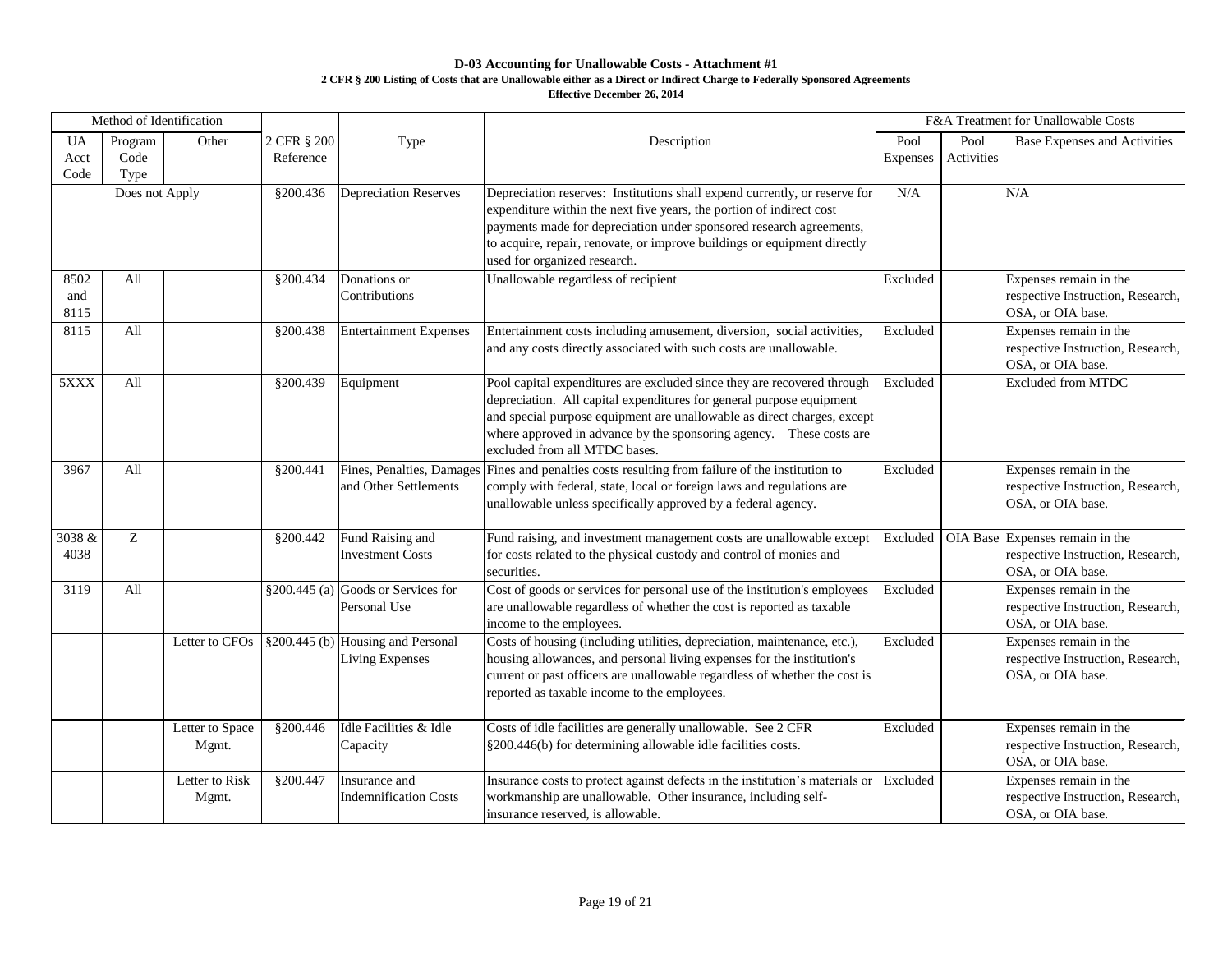**D-03 Accounting for Unallowable Costs - Attachment #1**

**2 CFR § 200 Listing of Costs that are Unallowable either as a Direct or Indirect Charge to Federally Sponsored Agreements**

**Effective December 26, 2014**

| Method of Identification | | | | | | F&A Treatment for Unallowable Costs | | |
|---|---|---|---|---|---|---|---|---|
| UA Acct Code | Program Code Type | Other | 2 CFR § 200 Reference | Type | Description | Pool Expenses | Pool Activities | Base Expenses and Activities |
| Does not Apply | | | §200.436 | Depreciation Reserves | Depreciation reserves: Institutions shall expend currently, or reserve for expenditure within the next five years, the portion of indirect cost payments made for depreciation under sponsored research agreements, to acquire, repair, renovate, or improve buildings or equipment directly used for organized research. | N/A | | N/A |
| 8502 and 8115 | All | | §200.434 | Donations or Contributions | Unallowable regardless of recipient | Excluded | | Expenses remain in the respective Instruction, Research, OSA, or OIA base. |
| 8115 | All | | §200.438 | Entertainment Expenses | Entertainment costs including amusement, diversion, social activities, and any costs directly associated with such costs are unallowable. | Excluded | | Expenses remain in the respective Instruction, Research, OSA, or OIA base. |
| 5XXX | All | | §200.439 | Equipment | Pool capital expenditures are excluded since they are recovered through depreciation. All capital expenditures for general purpose equipment and special purpose equipment are unallowable as direct charges, except where approved in advance by the sponsoring agency. These costs are excluded from all MTDC bases. | Excluded | | Excluded from MTDC |
| 3967 | All | | §200.441 | Fines, Penalties, Damages and Other Settlements | Fines and penalties costs resulting from failure of the institution to comply with federal, state, local or foreign laws and regulations are unallowable unless specifically approved by a federal agency. | Excluded | | Expenses remain in the respective Instruction, Research, OSA, or OIA base. |
| 3038 & 4038 | Z | | §200.442 | Fund Raising and Investment Costs | Fund raising, and investment management costs are unallowable except for costs related to the physical custody and control of monies and securities. | Excluded | OIA Base | Expenses remain in the respective Instruction, Research, OSA, or OIA base. |
| 3119 | All | | §200.445 (a) | Goods or Services for Personal Use | Cost of goods or services for personal use of the institution's employees are unallowable regardless of whether the cost is reported as taxable income to the employees. | Excluded | | Expenses remain in the respective Instruction, Research, OSA, or OIA base. |
| | | Letter to CFOs | §200.445 (b) | Housing and Personal Living Expenses | Costs of housing (including utilities, depreciation, maintenance, etc.), housing allowances, and personal living expenses for the institution's current or past officers are unallowable regardless of whether the cost is reported as taxable income to the employees. | Excluded | | Expenses remain in the respective Instruction, Research, OSA, or OIA base. |
| | | Letter to Space Mgmt. | §200.446 | Idle Facilities & Idle Capacity | Costs of idle facilities are generally unallowable. See 2 CFR §200.446(b) for determining allowable idle facilities costs. | Excluded | | Expenses remain in the respective Instruction, Research, OSA, or OIA base. |
| | | Letter to Risk Mgmt. | §200.447 | Insurance and Indemnification Costs | Insurance costs to protect against defects in the institution's materials or workmanship are unallowable. Other insurance, including self-insurance reserved, is allowable. | Excluded | | Expenses remain in the respective Instruction, Research, OSA, or OIA base. |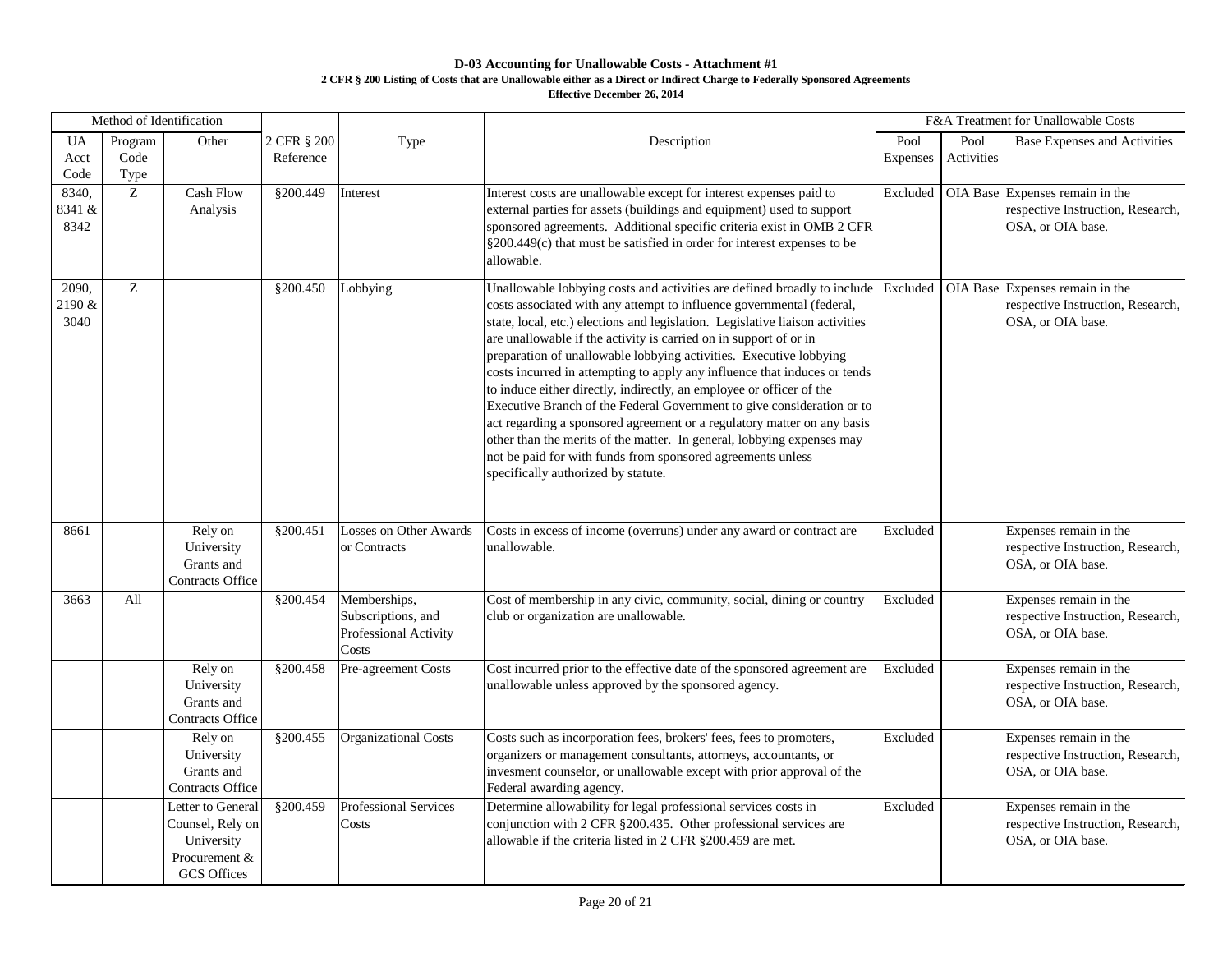**D-03 Accounting for Unallowable Costs - Attachment #1**

**2 CFR § 200 Listing of Costs that are Unallowable either as a Direct or Indirect Charge to Federally Sponsored Agreements**

**Effective December 26, 2014**

| Method of Identification | | | | | | F&A Treatment for Unallowable Costs | | |
|---|---|---|---|---|---|---|---|---|
| UA Acct Code | Program Code Type | Other | 2 CFR § 200 Reference | Type | Description | Pool Expenses | Pool Activities | Base Expenses and Activities |
| 8340, 8341 & 8342 | Z | Cash Flow Analysis | §200.449 | Interest | Interest costs are unallowable except for interest expenses paid to external parties for assets (buildings and equipment) used to support sponsored agreements. Additional specific criteria exist in OMB 2 CFR §200.449(c) that must be satisfied in order for interest expenses to be allowable. | Excluded | OIA Base | Expenses remain in the respective Instruction, Research, OSA, or OIA base. |
| 2090, 2190 & 3040 | Z | | §200.450 | Lobbying | Unallowable lobbying costs and activities are defined broadly to include costs associated with any attempt to influence governmental (federal, state, local, etc.) elections and legislation. Legislative liaison activities are unallowable if the activity is carried on in support of or in preparation of unallowable lobbying activities. Executive lobbying costs incurred in attempting to apply any influence that induces or tends to induce either directly, indirectly, an employee or officer of the Executive Branch of the Federal Government to give consideration or to act regarding a sponsored agreement or a regulatory matter on any basis other than the merits of the matter. In general, lobbying expenses may not be paid for with funds from sponsored agreements unless specifically authorized by statute. | Excluded | OIA Base | Expenses remain in the respective Instruction, Research, OSA, or OIA base. |
| 8661 | | Rely on University Grants and Contracts Office | §200.451 | Losses on Other Awards or Contracts | Costs in excess of income (overruns) under any award or contract are unallowable. | Excluded | | Expenses remain in the respective Instruction, Research, OSA, or OIA base. |
| 3663 | All | | §200.454 | Memberships, Subscriptions, and Professional Activity Costs | Cost of membership in any civic, community, social, dining or country club or organization are unallowable. | Excluded | | Expenses remain in the respective Instruction, Research, OSA, or OIA base. |
| | | Rely on University Grants and Contracts Office | §200.458 | Pre-agreement Costs | Cost incurred prior to the effective date of the sponsored agreement are unallowable unless approved by the sponsored agency. | Excluded | | Expenses remain in the respective Instruction, Research, OSA, or OIA base. |
| | | Rely on University Grants and Contracts Office | §200.455 | Organizational Costs | Costs such as incorporation fees, brokers' fees, fees to promoters, organizers or management consultants, attorneys, accountants, or invesment counselor, or unallowable except with prior approval of the Federal awarding agency. | Excluded | | Expenses remain in the respective Instruction, Research, OSA, or OIA base. |
| | | Letter to General Counsel, Rely on University Procurement & GCS Offices | §200.459 | Professional Services Costs | Determine allowability for legal professional services costs in conjunction with 2 CFR §200.435. Other professional services are allowable if the criteria listed in 2 CFR §200.459 are met. | Excluded | | Expenses remain in the respective Instruction, Research, OSA, or OIA base. |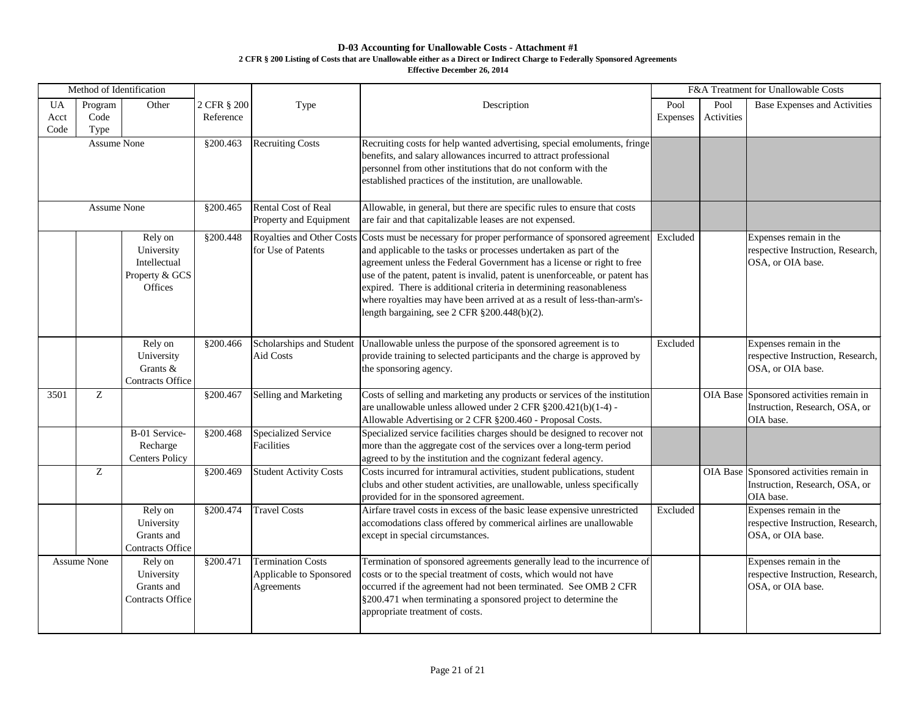**D-03 Accounting for Unallowable Costs - Attachment #1**

**2 CFR § 200 Listing of Costs that are Unallowable either as a Direct or Indirect Charge to Federally Sponsored Agreements**

**Effective December 26, 2014**

| Method of Identification | | | | | | F&A Treatment for Unallowable Costs | | |
|---|---|---|---|---|---|---|---|---|
| UA Acct Code | Program Code Type | Other | 2 CFR § 200 Reference | Type | Description | Pool Expenses | Pool Activities | Base Expenses and Activities |
| Assume None | | | §200.463 | Recruiting Costs | Recruiting costs for help wanted advertising, special emoluments, fringe benefits, and salary allowances incurred to attract professional personnel from other institutions that do not conform with the established practices of the institution, are unallowable. | | | |
| Assume None | | | §200.465 | Rental Cost of Real Property and Equipment | Allowable, in general, but there are specific rules to ensure that costs are fair and that capitalizable leases are not expensed. | | | |
| | | Rely on University Intellectual Property & GCS Offices | §200.448 | Royalties and Other Costs for Use of Patents | Costs must be necessary for proper performance of sponsored agreement and applicable to the tasks or processes undertaken as part of the agreement unless the Federal Government has a license or right to free use of the patent, patent is invalid, patent is unenforceable, or patent has expired. There is additional criteria in determining reasonableness where royalties may have been arrived at as a result of less-than-arm's-length bargaining, see 2 CFR §200.448(b)(2). | Excluded | | Expenses remain in the respective Instruction, Research, OSA, or OIA base. |
| | | Rely on University Grants & Contracts Office | §200.466 | Scholarships and Student Aid Costs | Unallowable unless the purpose of the sponsored agreement is to provide training to selected participants and the charge is approved by the sponsoring agency. | Excluded | | Expenses remain in the respective Instruction, Research, OSA, or OIA base. |
| 3501 | Z | | §200.467 | Selling and Marketing | Costs of selling and marketing any products or services of the institution are unallowable unless allowed under 2 CFR §200.421(b)(1-4) - Allowable Advertising or 2 CFR §200.460 - Proposal Costs. | | OIA Base | Sponsored activities remain in Instruction, Research, OSA, or OIA base. |
| | | B-01 Service-Recharge Centers Policy | §200.468 | Specialized Service Facilities | Specialized service facilities charges should be designed to recover not more than the aggregate cost of the services over a long-term period agreed to by the institution and the cognizant federal agency. | | | |
| | Z | | §200.469 | Student Activity Costs | Costs incurred for intramural activities, student publications, student clubs and other student activities, are unallowable, unless specifically provided for in the sponsored agreement. | | OIA Base | Sponsored activities remain in Instruction, Research, OSA, or OIA base. |
| | | Rely on University Grants and Contracts Office | §200.474 | Travel Costs | Airfare travel costs in excess of the basic lease expensive unrestricted accomodations class offered by commerical airlines are unallowable except in special circumstances. | Excluded | | Expenses remain in the respective Instruction, Research, OSA, or OIA base. |
| Assume None | | Rely on University Grants and Contracts Office | §200.471 | Termination Costs Applicable to Sponsored Agreements | Termination of sponsored agreements generally lead to the incurrence of costs or to the special treatment of costs, which would not have occurred if the agreement had not been terminated. See OMB 2 CFR §200.471 when terminating a sponsored project to determine the appropriate treatment of costs. | | | Expenses remain in the respective Instruction, Research, OSA, or OIA base. |